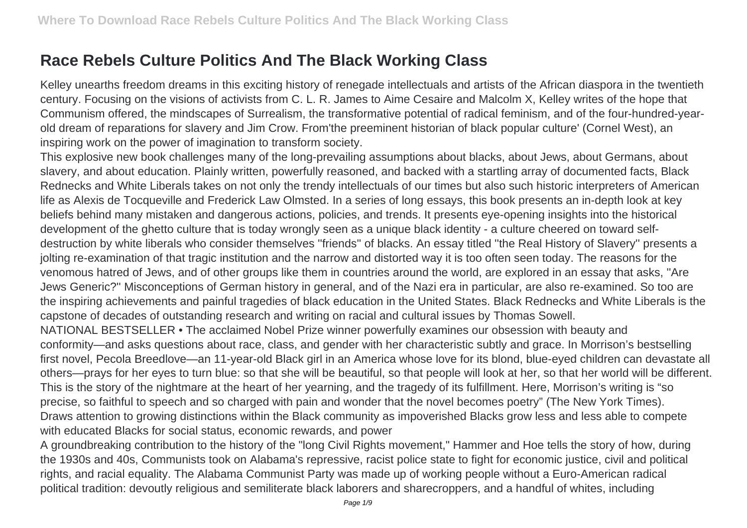# Race Rebels Culture Politics And The Black Working Class

Kelley unearths freedom dreams in this exciting history of renegade intellectuals and artists of the African diaspora in the twentieth century. Focusing on the visions of activists from C. L. R. James to Aime Cesaire and Malcolm X, Kelley writes of the hope that Communism offered, the mindscapes of Surrealism, the transformative potential of radical feminism, and of the four-hundred-year-old dream of reparations for slavery and Jim Crow. From'the preeminent historian of black popular culture' (Cornel West), an inspiring work on the power of imagination to transform society.

This explosive new book challenges many of the long-prevailing assumptions about blacks, about Jews, about Germans, about slavery, and about education. Plainly written, powerfully reasoned, and backed with a startling array of documented facts, Black Rednecks and White Liberals takes on not only the trendy intellectuals of our times but also such historic interpreters of American life as Alexis de Tocqueville and Frederick Law Olmsted. In a series of long essays, this book presents an in-depth look at key beliefs behind many mistaken and dangerous actions, policies, and trends. It presents eye-opening insights into the historical development of the ghetto culture that is today wrongly seen as a unique black identity - a culture cheered on toward self-destruction by white liberals who consider themselves ''friends'' of blacks. An essay titled ''the Real History of Slavery'' presents a jolting re-examination of that tragic institution and the narrow and distorted way it is too often seen today. The reasons for the venomous hatred of Jews, and of other groups like them in countries around the world, are explored in an essay that asks, ''Are Jews Generic?'' Misconceptions of German history in general, and of the Nazi era in particular, are also re-examined. So too are the inspiring achievements and painful tragedies of black education in the United States. Black Rednecks and White Liberals is the capstone of decades of outstanding research and writing on racial and cultural issues by Thomas Sowell.

NATIONAL BESTSELLER • The acclaimed Nobel Prize winner powerfully examines our obsession with beauty and conformity—and asks questions about race, class, and gender with her characteristic subtly and grace. In Morrison's bestselling first novel, Pecola Breedlove—an 11-year-old Black girl in an America whose love for its blond, blue-eyed children can devastate all others—prays for her eyes to turn blue: so that she will be beautiful, so that people will look at her, so that her world will be different. This is the story of the nightmare at the heart of her yearning, and the tragedy of its fulfillment. Here, Morrison's writing is "so precise, so faithful to speech and so charged with pain and wonder that the novel becomes poetry" (The New York Times).

Draws attention to growing distinctions within the Black community as impoverished Blacks grow less and less able to compete with educated Blacks for social status, economic rewards, and power

A groundbreaking contribution to the history of the "long Civil Rights movement," Hammer and Hoe tells the story of how, during the 1930s and 40s, Communists took on Alabama's repressive, racist police state to fight for economic justice, civil and political rights, and racial equality. The Alabama Communist Party was made up of working people without a Euro-American radical political tradition: devoutly religious and semiliterate black laborers and sharecroppers, and a handful of whites, including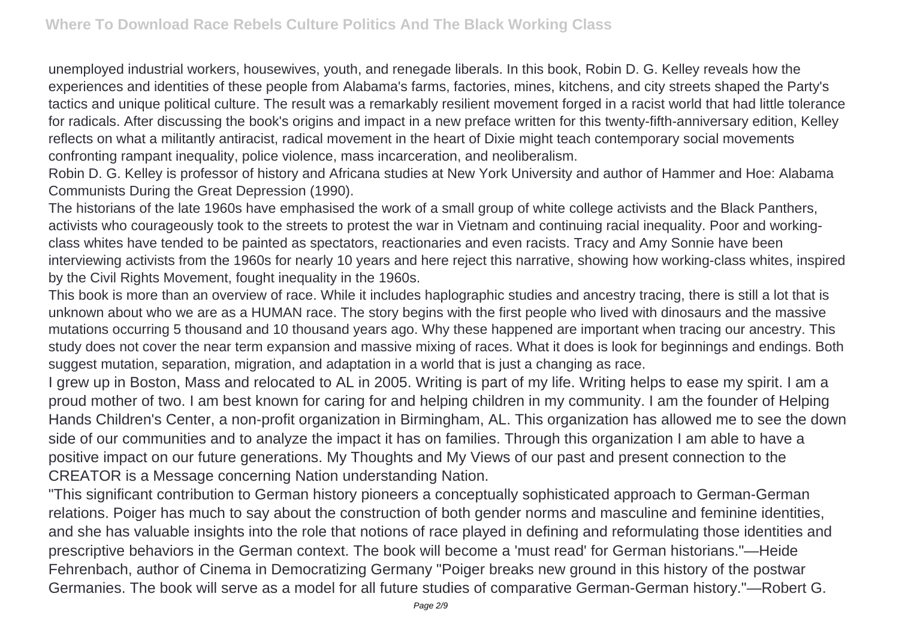unemployed industrial workers, housewives, youth, and renegade liberals. In this book, Robin D. G. Kelley reveals how the experiences and identities of these people from Alabama's farms, factories, mines, kitchens, and city streets shaped the Party's tactics and unique political culture. The result was a remarkably resilient movement forged in a racist world that had little tolerance for radicals. After discussing the book's origins and impact in a new preface written for this twenty-fifth-anniversary edition, Kelley reflects on what a militantly antiracist, radical movement in the heart of Dixie might teach contemporary social movements confronting rampant inequality, police violence, mass incarceration, and neoliberalism.

Robin D. G. Kelley is professor of history and Africana studies at New York University and author of Hammer and Hoe: Alabama Communists During the Great Depression (1990).

The historians of the late 1960s have emphasised the work of a small group of white college activists and the Black Panthers, activists who courageously took to the streets to protest the war in Vietnam and continuing racial inequality. Poor and working-class whites have tended to be painted as spectators, reactionaries and even racists. Tracy and Amy Sonnie have been interviewing activists from the 1960s for nearly 10 years and here reject this narrative, showing how working-class whites, inspired by the Civil Rights Movement, fought inequality in the 1960s.

This book is more than an overview of race. While it includes haplographic studies and ancestry tracing, there is still a lot that is unknown about who we are as a HUMAN race. The story begins with the first people who lived with dinosaurs and the massive mutations occurring 5 thousand and 10 thousand years ago. Why these happened are important when tracing our ancestry. This study does not cover the near term expansion and massive mixing of races. What it does is look for beginnings and endings. Both suggest mutation, separation, migration, and adaptation in a world that is just a changing as race.

I grew up in Boston, Mass and relocated to AL in 2005. Writing is part of my life. Writing helps to ease my spirit. I am a proud mother of two. I am best known for caring for and helping children in my community. I am the founder of Helping Hands Children's Center, a non-profit organization in Birmingham, AL. This organization has allowed me to see the down side of our communities and to analyze the impact it has on families. Through this organization I am able to have a positive impact on our future generations. My Thoughts and My Views of our past and present connection to the CREATOR is a Message concerning Nation understanding Nation.

"This significant contribution to German history pioneers a conceptually sophisticated approach to German-German relations. Poiger has much to say about the construction of both gender norms and masculine and feminine identities, and she has valuable insights into the role that notions of race played in defining and reformulating those identities and prescriptive behaviors in the German context. The book will become a 'must read' for German historians."—Heide Fehrenbach, author of Cinema in Democratizing Germany "Poiger breaks new ground in this history of the postwar Germanies. The book will serve as a model for all future studies of comparative German-German history."—Robert G.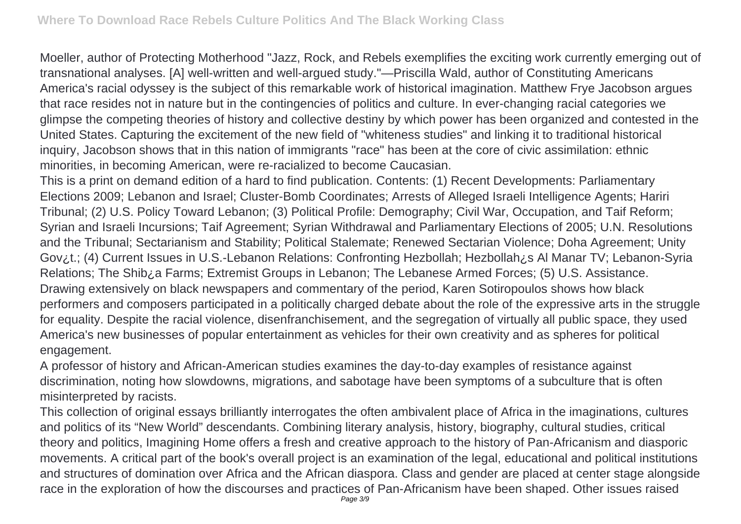Moeller, author of Protecting Motherhood "Jazz, Rock, and Rebels exemplifies the exciting work currently emerging out of transnational analyses. [A] well-written and well-argued study."—Priscilla Wald, author of Constituting Americans

America's racial odyssey is the subject of this remarkable work of historical imagination. Matthew Frye Jacobson argues that race resides not in nature but in the contingencies of politics and culture. In ever-changing racial categories we glimpse the competing theories of history and collective destiny by which power has been organized and contested in the United States. Capturing the excitement of the new field of "whiteness studies" and linking it to traditional historical inquiry, Jacobson shows that in this nation of immigrants "race" has been at the core of civic assimilation: ethnic minorities, in becoming American, were re-racialized to become Caucasian.

This is a print on demand edition of a hard to find publication. Contents: (1) Recent Developments: Parliamentary Elections 2009; Lebanon and Israel; Cluster-Bomb Coordinates; Arrests of Alleged Israeli Intelligence Agents; Hariri Tribunal; (2) U.S. Policy Toward Lebanon; (3) Political Profile: Demography; Civil War, Occupation, and Taif Reform; Syrian and Israeli Incursions; Taif Agreement; Syrian Withdrawal and Parliamentary Elections of 2005; U.N. Resolutions and the Tribunal; Sectarianism and Stability; Political Stalemate; Renewed Sectarian Violence; Doha Agreement; Unity Gov¿t.; (4) Current Issues in U.S.-Lebanon Relations: Confronting Hezbollah; Hezbollah¿s Al Manar TV; Lebanon-Syria Relations; The Shib¿a Farms; Extremist Groups in Lebanon; The Lebanese Armed Forces; (5) U.S. Assistance.

Drawing extensively on black newspapers and commentary of the period, Karen Sotiropoulos shows how black performers and composers participated in a politically charged debate about the role of the expressive arts in the struggle for equality. Despite the racial violence, disenfranchisement, and the segregation of virtually all public space, they used America's new businesses of popular entertainment as vehicles for their own creativity and as spheres for political engagement.

A professor of history and African-American studies examines the day-to-day examples of resistance against discrimination, noting how slowdowns, migrations, and sabotage have been symptoms of a subculture that is often misinterpreted by racists.

This collection of original essays brilliantly interrogates the often ambivalent place of Africa in the imaginations, cultures and politics of its "New World" descendants. Combining literary analysis, history, biography, cultural studies, critical theory and politics, Imagining Home offers a fresh and creative approach to the history of Pan-Africanism and diasporic movements. A critical part of the book's overall project is an examination of the legal, educational and political institutions and structures of domination over Africa and the African diaspora. Class and gender are placed at center stage alongside race in the exploration of how the discourses and practices of Pan-Africanism have been shaped. Other issues raised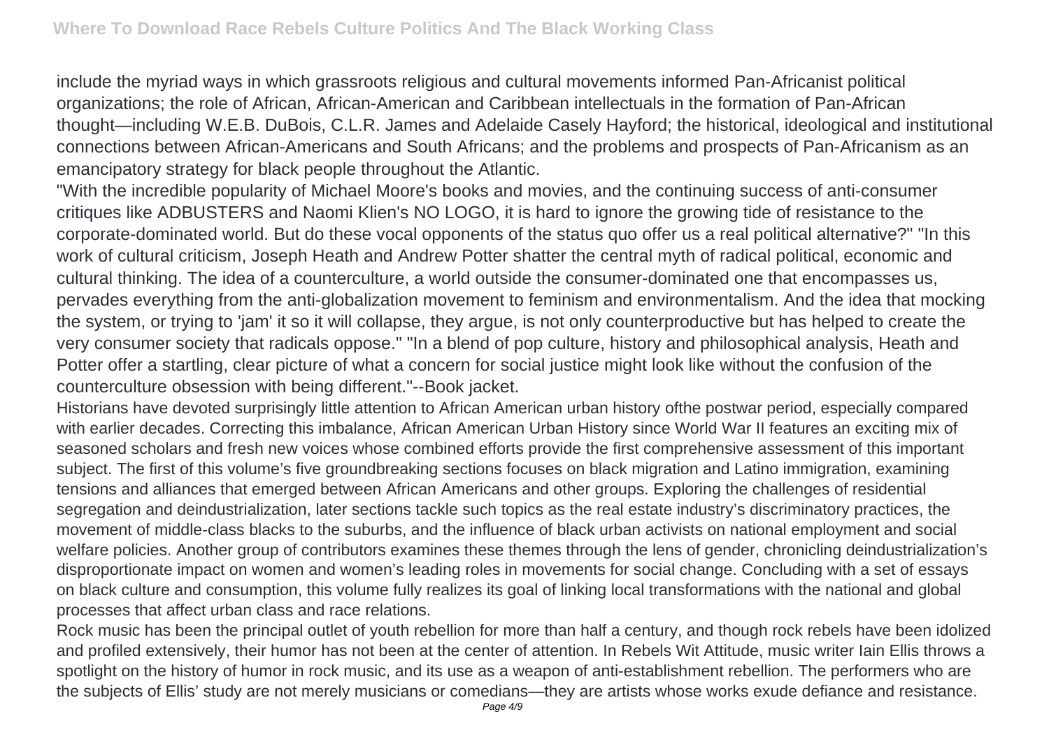include the myriad ways in which grassroots religious and cultural movements informed Pan-Africanist political organizations; the role of African, African-American and Caribbean intellectuals in the formation of Pan-African thought—including W.E.B. DuBois, C.L.R. James and Adelaide Casely Hayford; the historical, ideological and institutional connections between African-Americans and South Africans; and the problems and prospects of Pan-Africanism as an emancipatory strategy for black people throughout the Atlantic.

"With the incredible popularity of Michael Moore's books and movies, and the continuing success of anti-consumer critiques like ADBUSTERS and Naomi Klien's NO LOGO, it is hard to ignore the growing tide of resistance to the corporate-dominated world. But do these vocal opponents of the status quo offer us a real political alternative?" "In this work of cultural criticism, Joseph Heath and Andrew Potter shatter the central myth of radical political, economic and cultural thinking. The idea of a counterculture, a world outside the consumer-dominated one that encompasses us, pervades everything from the anti-globalization movement to feminism and environmentalism. And the idea that mocking the system, or trying to 'jam' it so it will collapse, they argue, is not only counterproductive but has helped to create the very consumer society that radicals oppose." "In a blend of pop culture, history and philosophical analysis, Heath and Potter offer a startling, clear picture of what a concern for social justice might look like without the confusion of the counterculture obsession with being different."--Book jacket.

Historians have devoted surprisingly little attention to African American urban history ofthe postwar period, especially compared with earlier decades. Correcting this imbalance, African American Urban History since World War II features an exciting mix of seasoned scholars and fresh new voices whose combined efforts provide the first comprehensive assessment of this important subject. The first of this volume's five groundbreaking sections focuses on black migration and Latino immigration, examining tensions and alliances that emerged between African Americans and other groups. Exploring the challenges of residential segregation and deindustrialization, later sections tackle such topics as the real estate industry's discriminatory practices, the movement of middle-class blacks to the suburbs, and the influence of black urban activists on national employment and social welfare policies. Another group of contributors examines these themes through the lens of gender, chronicling deindustrialization's disproportionate impact on women and women's leading roles in movements for social change. Concluding with a set of essays on black culture and consumption, this volume fully realizes its goal of linking local transformations with the national and global processes that affect urban class and race relations.

Rock music has been the principal outlet of youth rebellion for more than half a century, and though rock rebels have been idolized and profiled extensively, their humor has not been at the center of attention. In Rebels Wit Attitude, music writer Iain Ellis throws a spotlight on the history of humor in rock music, and its use as a weapon of anti-establishment rebellion. The performers who are the subjects of Ellis' study are not merely musicians or comedians—they are artists whose works exude defiance and resistance.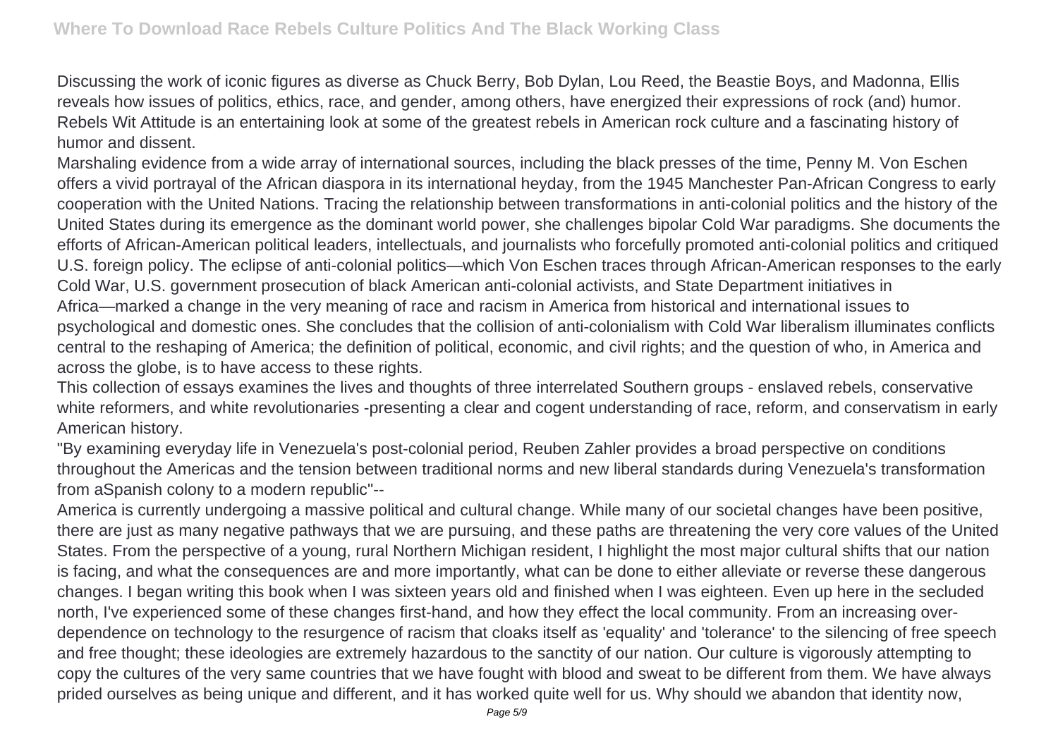Discussing the work of iconic figures as diverse as Chuck Berry, Bob Dylan, Lou Reed, the Beastie Boys, and Madonna, Ellis reveals how issues of politics, ethics, race, and gender, among others, have energized their expressions of rock (and) humor. Rebels Wit Attitude is an entertaining look at some of the greatest rebels in American rock culture and a fascinating history of humor and dissent.

Marshaling evidence from a wide array of international sources, including the black presses of the time, Penny M. Von Eschen offers a vivid portrayal of the African diaspora in its international heyday, from the 1945 Manchester Pan-African Congress to early cooperation with the United Nations. Tracing the relationship between transformations in anti-colonial politics and the history of the United States during its emergence as the dominant world power, she challenges bipolar Cold War paradigms. She documents the efforts of African-American political leaders, intellectuals, and journalists who forcefully promoted anti-colonial politics and critiqued U.S. foreign policy. The eclipse of anti-colonial politics—which Von Eschen traces through African-American responses to the early Cold War, U.S. government prosecution of black American anti-colonial activists, and State Department initiatives in Africa—marked a change in the very meaning of race and racism in America from historical and international issues to psychological and domestic ones. She concludes that the collision of anti-colonialism with Cold War liberalism illuminates conflicts central to the reshaping of America; the definition of political, economic, and civil rights; and the question of who, in America and across the globe, is to have access to these rights.

This collection of essays examines the lives and thoughts of three interrelated Southern groups - enslaved rebels, conservative white reformers, and white revolutionaries -presenting a clear and cogent understanding of race, reform, and conservatism in early American history.

"By examining everyday life in Venezuela's post-colonial period, Reuben Zahler provides a broad perspective on conditions throughout the Americas and the tension between traditional norms and new liberal standards during Venezuela's transformation from aSpanish colony to a modern republic"--

America is currently undergoing a massive political and cultural change. While many of our societal changes have been positive, there are just as many negative pathways that we are pursuing, and these paths are threatening the very core values of the United States. From the perspective of a young, rural Northern Michigan resident, I highlight the most major cultural shifts that our nation is facing, and what the consequences are and more importantly, what can be done to either alleviate or reverse these dangerous changes. I began writing this book when I was sixteen years old and finished when I was eighteen. Even up here in the secluded north, I've experienced some of these changes first-hand, and how they effect the local community. From an increasing over-dependence on technology to the resurgence of racism that cloaks itself as 'equality' and 'tolerance' to the silencing of free speech and free thought; these ideologies are extremely hazardous to the sanctity of our nation. Our culture is vigorously attempting to copy the cultures of the very same countries that we have fought with blood and sweat to be different from them. We have always prided ourselves as being unique and different, and it has worked quite well for us. Why should we abandon that identity now,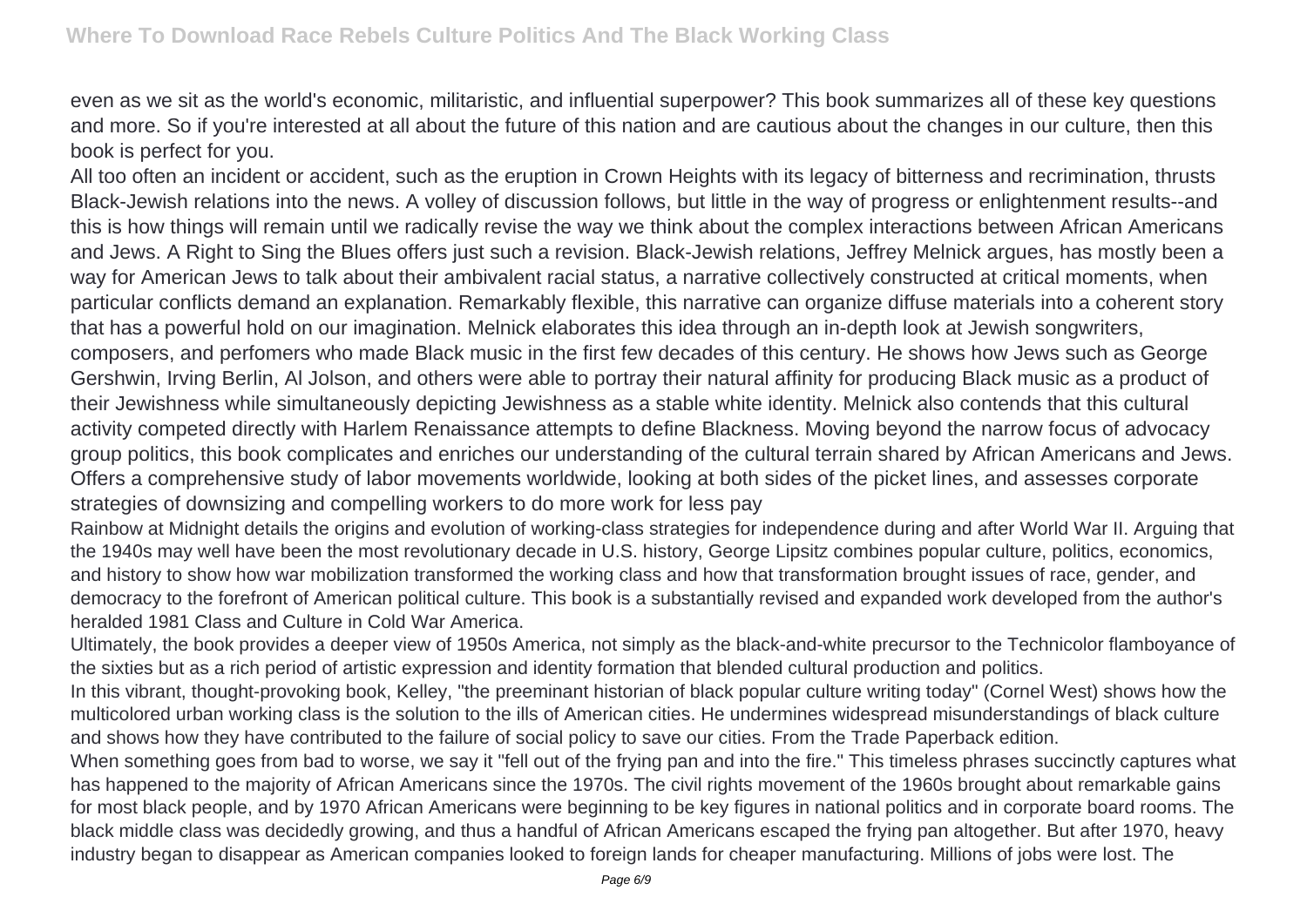even as we sit as the world's economic, militaristic, and influential superpower? This book summarizes all of these key questions and more. So if you're interested at all about the future of this nation and are cautious about the changes in our culture, then this book is perfect for you.

All too often an incident or accident, such as the eruption in Crown Heights with its legacy of bitterness and recrimination, thrusts Black-Jewish relations into the news. A volley of discussion follows, but little in the way of progress or enlightenment results--and this is how things will remain until we radically revise the way we think about the complex interactions between African Americans and Jews. A Right to Sing the Blues offers just such a revision. Black-Jewish relations, Jeffrey Melnick argues, has mostly been a way for American Jews to talk about their ambivalent racial status, a narrative collectively constructed at critical moments, when particular conflicts demand an explanation. Remarkably flexible, this narrative can organize diffuse materials into a coherent story that has a powerful hold on our imagination. Melnick elaborates this idea through an in-depth look at Jewish songwriters, composers, and perfomers who made Black music in the first few decades of this century. He shows how Jews such as George Gershwin, Irving Berlin, Al Jolson, and others were able to portray their natural affinity for producing Black music as a product of their Jewishness while simultaneously depicting Jewishness as a stable white identity. Melnick also contends that this cultural activity competed directly with Harlem Renaissance attempts to define Blackness. Moving beyond the narrow focus of advocacy group politics, this book complicates and enriches our understanding of the cultural terrain shared by African Americans and Jews. Offers a comprehensive study of labor movements worldwide, looking at both sides of the picket lines, and assesses corporate strategies of downsizing and compelling workers to do more work for less pay

Rainbow at Midnight details the origins and evolution of working-class strategies for independence during and after World War II. Arguing that the 1940s may well have been the most revolutionary decade in U.S. history, George Lipsitz combines popular culture, politics, economics, and history to show how war mobilization transformed the working class and how that transformation brought issues of race, gender, and democracy to the forefront of American political culture. This book is a substantially revised and expanded work developed from the author's heralded 1981 Class and Culture in Cold War America.

Ultimately, the book provides a deeper view of 1950s America, not simply as the black-and-white precursor to the Technicolor flamboyance of the sixties but as a rich period of artistic expression and identity formation that blended cultural production and politics.

In this vibrant, thought-provoking book, Kelley, "the preeminant historian of black popular culture writing today" (Cornel West) shows how the multicolored urban working class is the solution to the ills of American cities. He undermines widespread misunderstandings of black culture and shows how they have contributed to the failure of social policy to save our cities. From the Trade Paperback edition.

When something goes from bad to worse, we say it "fell out of the frying pan and into the fire." This timeless phrases succinctly captures what has happened to the majority of African Americans since the 1970s. The civil rights movement of the 1960s brought about remarkable gains for most black people, and by 1970 African Americans were beginning to be key figures in national politics and in corporate board rooms. The black middle class was decidedly growing, and thus a handful of African Americans escaped the frying pan altogether. But after 1970, heavy industry began to disappear as American companies looked to foreign lands for cheaper manufacturing. Millions of jobs were lost. The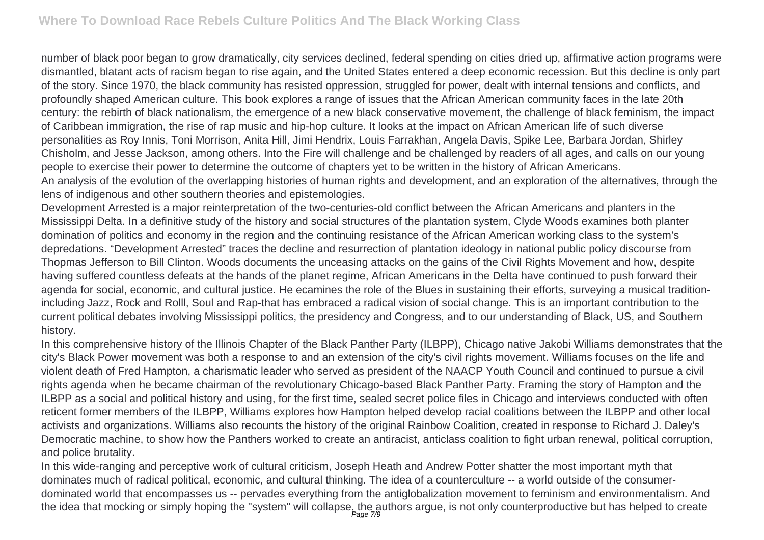number of black poor began to grow dramatically, city services declined, federal spending on cities dried up, affirmative action programs were dismantled, blatant acts of racism began to rise again, and the United States entered a deep economic recession. But this decline is only part of the story. Since 1970, the black community has resisted oppression, struggled for power, dealt with internal tensions and conflicts, and profoundly shaped American culture. This book explores a range of issues that the African American community faces in the late 20th century: the rebirth of black nationalism, the emergence of a new black conservative movement, the challenge of black feminism, the impact of Caribbean immigration, the rise of rap music and hip-hop culture. It looks at the impact on African American life of such diverse personalities as Roy Innis, Toni Morrison, Anita Hill, Jimi Hendrix, Louis Farrakhan, Angela Davis, Spike Lee, Barbara Jordan, Shirley Chisholm, and Jesse Jackson, among others. Into the Fire will challenge and be challenged by readers of all ages, and calls on our young people to exercise their power to determine the outcome of chapters yet to be written in the history of African Americans.

An analysis of the evolution of the overlapping histories of human rights and development, and an exploration of the alternatives, through the lens of indigenous and other southern theories and epistemologies.

Development Arrested is a major reinterpretation of the two-centuries-old conflict between the African Americans and planters in the Mississippi Delta. In a definitive study of the history and social structures of the plantation system, Clyde Woods examines both planter domination of politics and economy in the region and the continuing resistance of the African American working class to the system's depredations. "Development Arrested" traces the decline and resurrection of plantation ideology in national public policy discourse from Thopmas Jefferson to Bill Clinton. Woods documents the unceasing attacks on the gains of the Civil Rights Movement and how, despite having suffered countless defeats at the hands of the planet regime, African Americans in the Delta have continued to push forward their agenda for social, economic, and cultural justice. He ecamines the role of the Blues in sustaining their efforts, surveying a musical tradition-including Jazz, Rock and Rolll, Soul and Rap-that has embraced a radical vision of social change. This is an important contribution to the current political debates involving Mississippi politics, the presidency and Congress, and to our understanding of Black, US, and Southern history.

In this comprehensive history of the Illinois Chapter of the Black Panther Party (ILBPP), Chicago native Jakobi Williams demonstrates that the city's Black Power movement was both a response to and an extension of the city's civil rights movement. Williams focuses on the life and violent death of Fred Hampton, a charismatic leader who served as president of the NAACP Youth Council and continued to pursue a civil rights agenda when he became chairman of the revolutionary Chicago-based Black Panther Party. Framing the story of Hampton and the ILBPP as a social and political history and using, for the first time, sealed secret police files in Chicago and interviews conducted with often reticent former members of the ILBPP, Williams explores how Hampton helped develop racial coalitions between the ILBPP and other local activists and organizations. Williams also recounts the history of the original Rainbow Coalition, created in response to Richard J. Daley's Democratic machine, to show how the Panthers worked to create an antiracist, anticlass coalition to fight urban renewal, political corruption, and police brutality.

In this wide-ranging and perceptive work of cultural criticism, Joseph Heath and Andrew Potter shatter the most important myth that dominates much of radical political, economic, and cultural thinking. The idea of a counterculture -- a world outside of the consumer-dominated world that encompasses us -- pervades everything from the antiglobalization movement to feminism and environmentalism. And the idea that mocking or simply hoping the "system" will collapse, the authors argue, is not only counterproductive but has helped to create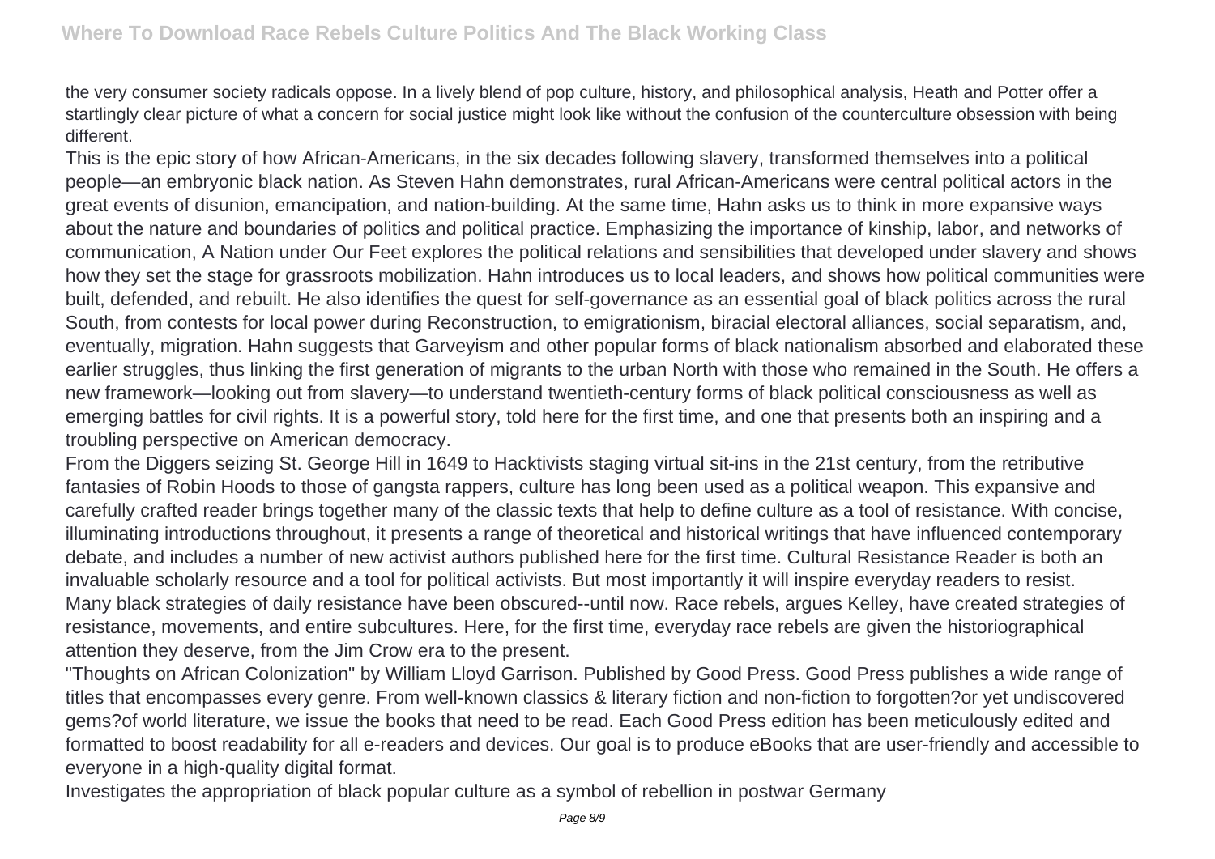the very consumer society radicals oppose. In a lively blend of pop culture, history, and philosophical analysis, Heath and Potter offer a startlingly clear picture of what a concern for social justice might look like without the confusion of the counterculture obsession with being different.

This is the epic story of how African-Americans, in the six decades following slavery, transformed themselves into a political people—an embryonic black nation. As Steven Hahn demonstrates, rural African-Americans were central political actors in the great events of disunion, emancipation, and nation-building. At the same time, Hahn asks us to think in more expansive ways about the nature and boundaries of politics and political practice. Emphasizing the importance of kinship, labor, and networks of communication, A Nation under Our Feet explores the political relations and sensibilities that developed under slavery and shows how they set the stage for grassroots mobilization. Hahn introduces us to local leaders, and shows how political communities were built, defended, and rebuilt. He also identifies the quest for self-governance as an essential goal of black politics across the rural South, from contests for local power during Reconstruction, to emigrationism, biracial electoral alliances, social separatism, and, eventually, migration. Hahn suggests that Garveyism and other popular forms of black nationalism absorbed and elaborated these earlier struggles, thus linking the first generation of migrants to the urban North with those who remained in the South. He offers a new framework—looking out from slavery—to understand twentieth-century forms of black political consciousness as well as emerging battles for civil rights. It is a powerful story, told here for the first time, and one that presents both an inspiring and a troubling perspective on American democracy.

From the Diggers seizing St. George Hill in 1649 to Hacktivists staging virtual sit-ins in the 21st century, from the retributive fantasies of Robin Hoods to those of gangsta rappers, culture has long been used as a political weapon. This expansive and carefully crafted reader brings together many of the classic texts that help to define culture as a tool of resistance. With concise, illuminating introductions throughout, it presents a range of theoretical and historical writings that have influenced contemporary debate, and includes a number of new activist authors published here for the first time. Cultural Resistance Reader is both an invaluable scholarly resource and a tool for political activists. But most importantly it will inspire everyday readers to resist.

Many black strategies of daily resistance have been obscured--until now. Race rebels, argues Kelley, have created strategies of resistance, movements, and entire subcultures. Here, for the first time, everyday race rebels are given the historiographical attention they deserve, from the Jim Crow era to the present.

"Thoughts on African Colonization" by William Lloyd Garrison. Published by Good Press. Good Press publishes a wide range of titles that encompasses every genre. From well-known classics & literary fiction and non-fiction to forgotten?or yet undiscovered gems?of world literature, we issue the books that need to be read. Each Good Press edition has been meticulously edited and formatted to boost readability for all e-readers and devices. Our goal is to produce eBooks that are user-friendly and accessible to everyone in a high-quality digital format.

Investigates the appropriation of black popular culture as a symbol of rebellion in postwar Germany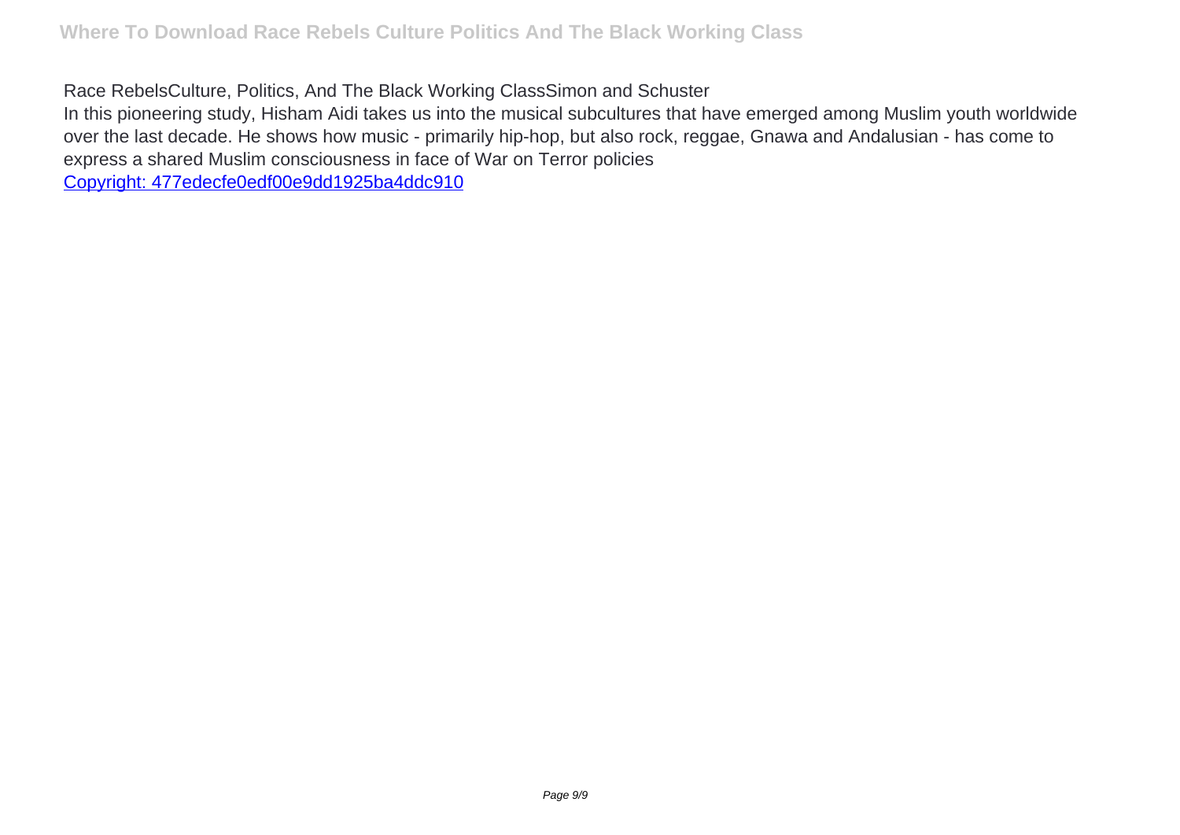Race RebelsCulture, Politics, And The Black Working ClassSimon and Schuster

In this pioneering study, Hisham Aidi takes us into the musical subcultures that have emerged among Muslim youth worldwide over the last decade. He shows how music - primarily hip-hop, but also rock, reggae, Gnawa and Andalusian - has come to express a shared Muslim consciousness in face of War on Terror policies

Copyright: 477edecfe0edf00e9dd1925ba4ddc910